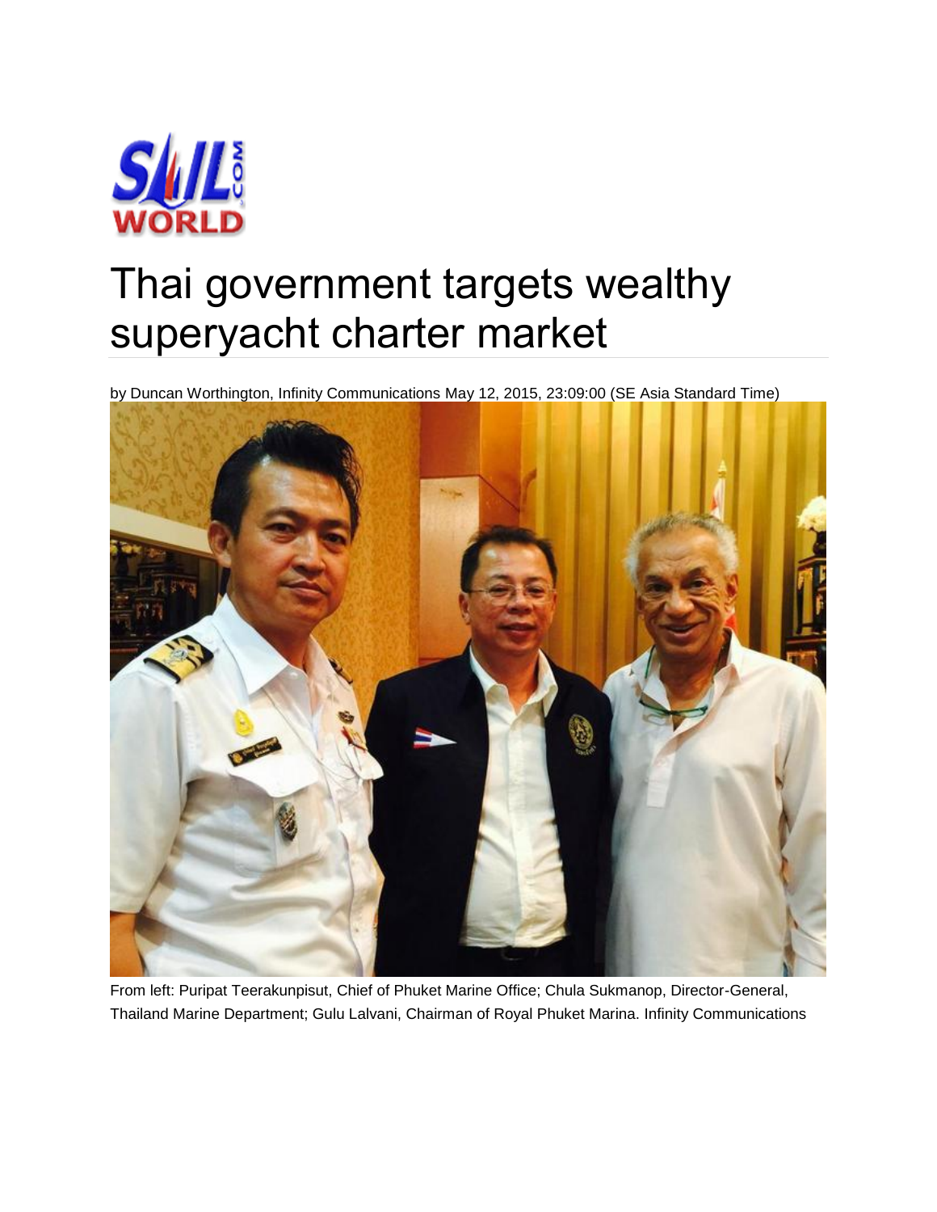# Thai government targets wealthy superyacht charter market

by Duncan Worthington, Infinity Communications May 12, 2015, 23:09:00 (SE Asia Standard Time)

From left: Puripat Teerakunpisut, Chief of Phuket Marine Office; Chula Sukmanop, Director-General, Thailand Marine Department; Gulu Lalvani, Chairman of Royal Phuket Marina. Infinity Communications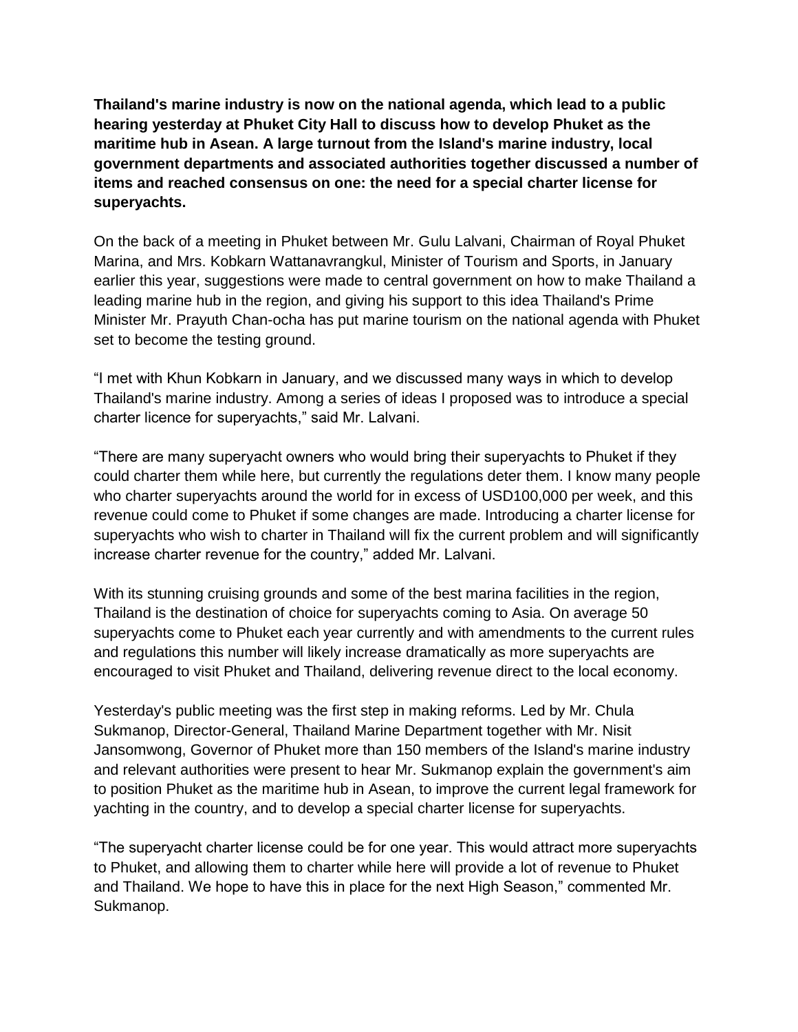**Thailand's marine industry is now on the national agenda, which lead to a public hearing yesterday at Phuket City Hall to discuss how to develop Phuket as the maritime hub in Asean. A large turnout from the Island's marine industry, local government departments and associated authorities together discussed a number of items and reached consensus on one: the need for a special charter license for superyachts.**

On the back of a meeting in Phuket between Mr. Gulu Lalvani, Chairman of Royal Phuket Marina, and Mrs. Kobkarn Wattanavrangkul, Minister of Tourism and Sports, in January earlier this year, suggestions were made to central government on how to make Thailand a leading marine hub in the region, and giving his support to this idea Thailand's Prime Minister Mr. Prayuth Chan-ocha has put marine tourism on the national agenda with Phuket set to become the testing ground.

“I met with Khun Kobkarn in January, and we discussed many ways in which to develop Thailand's marine industry. Among a series of ideas I proposed was to introduce a special charter licence for superyachts,” said Mr. Lalvani.

“There are many superyacht owners who would bring their superyachts to Phuket if they could charter them while here, but currently the regulations deter them. I know many people who charter superyachts around the world for in excess of USD100,000 per week, and this revenue could come to Phuket if some changes are made. Introducing a charter license for superyachts who wish to charter in Thailand will fix the current problem and will significantly increase charter revenue for the country,” added Mr. Lalvani.

With its stunning cruising grounds and some of the best marina facilities in the region, Thailand is the destination of choice for superyachts coming to Asia. On average 50 superyachts come to Phuket each year currently and with amendments to the current rules and regulations this number will likely increase dramatically as more superyachts are encouraged to visit Phuket and Thailand, delivering revenue direct to the local economy.

Yesterday's public meeting was the first step in making reforms. Led by Mr. Chula Sukmanop, Director-General, Thailand Marine Department together with Mr. Nisit Jansomwong, Governor of Phuket more than 150 members of the Island's marine industry and relevant authorities were present to hear Mr. Sukmanop explain the government's aim to position Phuket as the maritime hub in Asean, to improve the current legal framework for yachting in the country, and to develop a special charter license for superyachts.

“The superyacht charter license could be for one year. This would attract more superyachts to Phuket, and allowing them to charter while here will provide a lot of revenue to Phuket and Thailand. We hope to have this in place for the next High Season,” commented Mr. Sukmanop.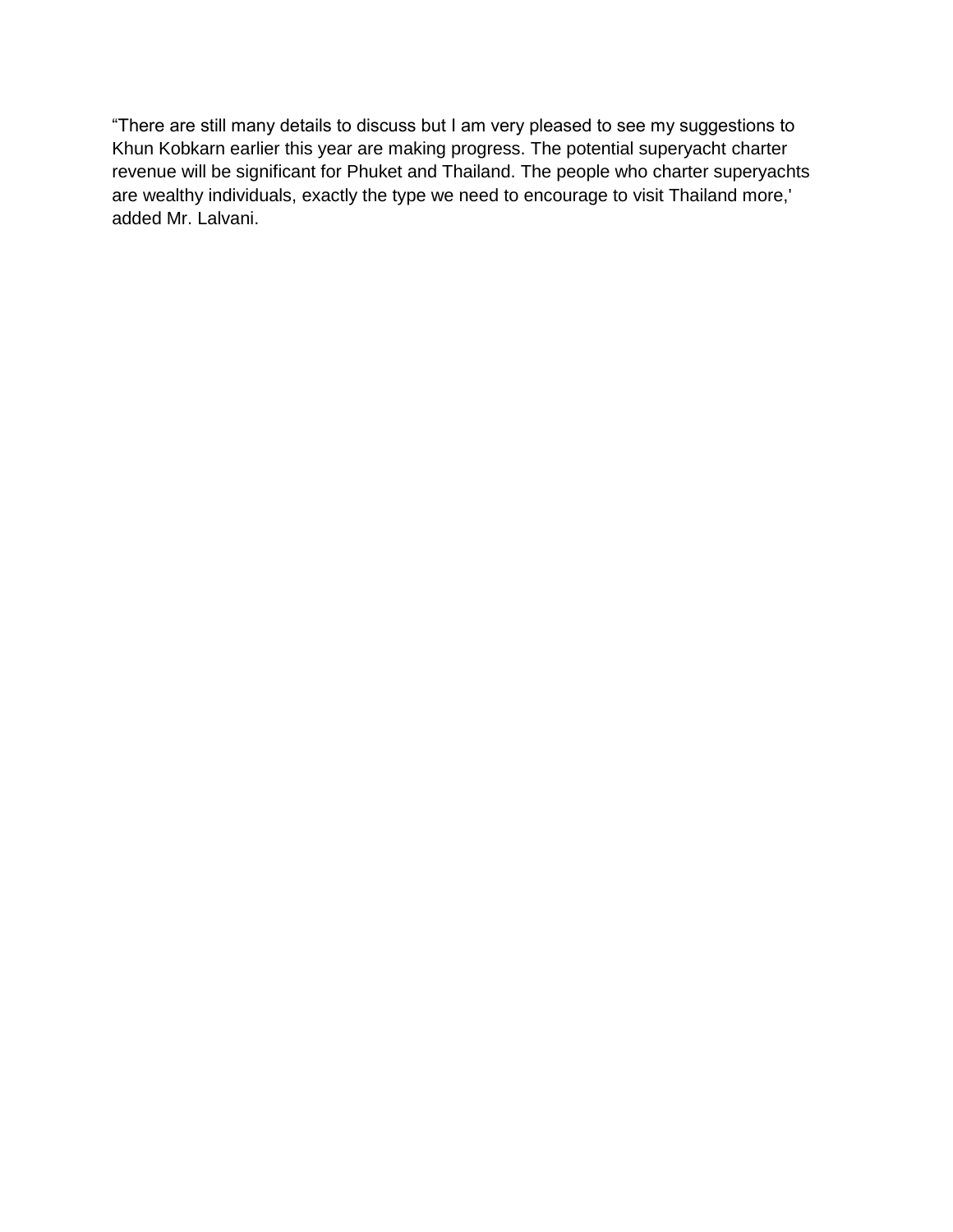“There are still many details to discuss but I am very pleased to see my suggestions to Khun Kobkarn earlier this year are making progress. The potential superyacht charter revenue will be significant for Phuket and Thailand. The people who charter superyachts are wealthy individuals, exactly the type we need to encourage to visit Thailand more,' added Mr. Lalvani.